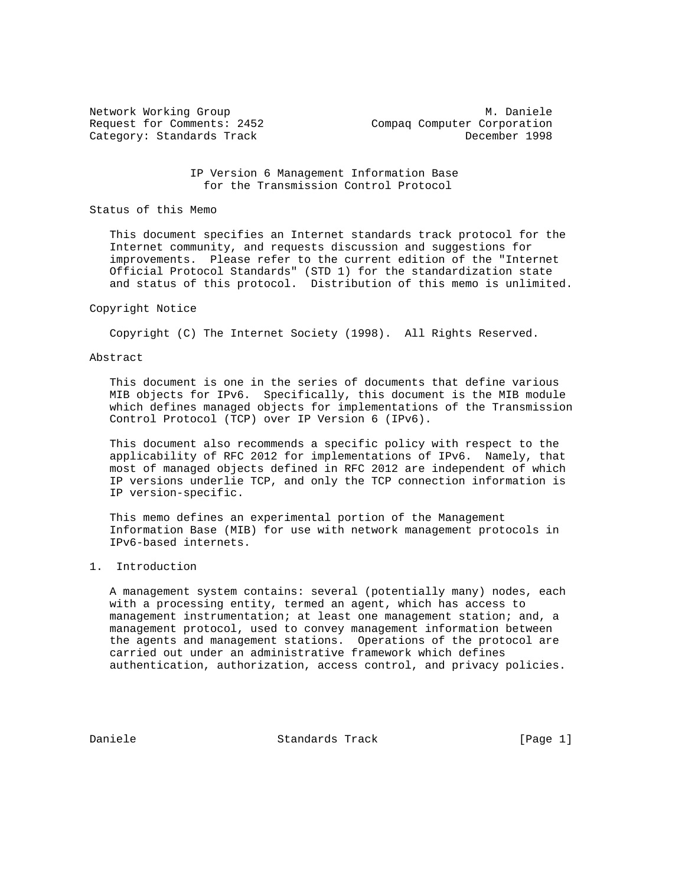Network Working Group M. Daniele
Request for Comments: 2452 Compaq Computer Corporation
Category: Standards Track December 1998

# IP Version 6 Management Information Base for the Transmission Control Protocol

## Status of this Memo

This document specifies an Internet standards track protocol for the Internet community, and requests discussion and suggestions for improvements. Please refer to the current edition of the "Internet Official Protocol Standards" (STD 1) for the standardization state and status of this protocol. Distribution of this memo is unlimited.

## Copyright Notice

Copyright (C) The Internet Society (1998). All Rights Reserved.

## Abstract

This document is one in the series of documents that define various MIB objects for IPv6. Specifically, this document is the MIB module which defines managed objects for implementations of the Transmission Control Protocol (TCP) over IP Version 6 (IPv6).

This document also recommends a specific policy with respect to the applicability of RFC 2012 for implementations of IPv6. Namely, that most of managed objects defined in RFC 2012 are independent of which IP versions underlie TCP, and only the TCP connection information is IP version-specific.

This memo defines an experimental portion of the Management Information Base (MIB) for use with network management protocols in IPv6-based internets.

## 1. Introduction

A management system contains: several (potentially many) nodes, each with a processing entity, termed an agent, which has access to management instrumentation; at least one management station; and, a management protocol, used to convey management information between the agents and management stations. Operations of the protocol are carried out under an administrative framework which defines authentication, authorization, access control, and privacy policies.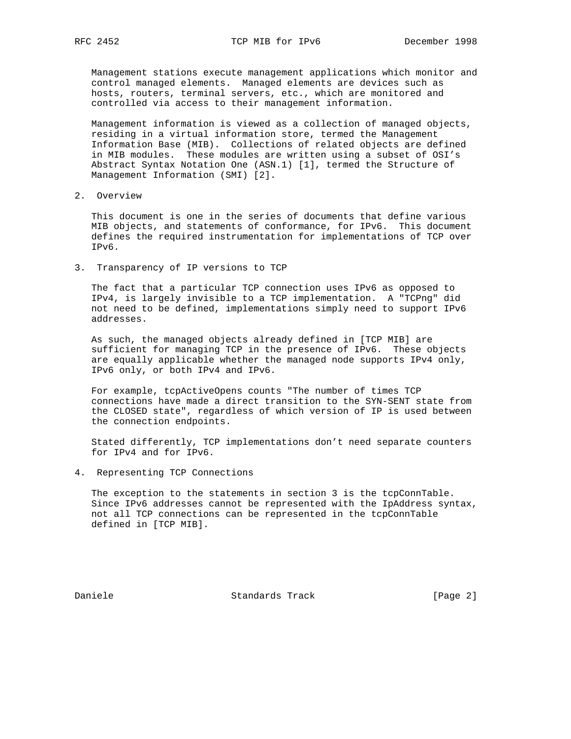Management stations execute management applications which monitor and control managed elements. Managed elements are devices such as hosts, routers, terminal servers, etc., which are monitored and controlled via access to their management information.

Management information is viewed as a collection of managed objects, residing in a virtual information store, termed the Management Information Base (MIB). Collections of related objects are defined in MIB modules. These modules are written using a subset of OSI's Abstract Syntax Notation One (ASN.1) [1], termed the Structure of Management Information (SMI) [2].

## 2. Overview

This document is one in the series of documents that define various MIB objects, and statements of conformance, for IPv6. This document defines the required instrumentation for implementations of TCP over IPv6.

## 3. Transparency of IP versions to TCP

The fact that a particular TCP connection uses IPv6 as opposed to IPv4, is largely invisible to a TCP implementation. A "TCPng" did not need to be defined, implementations simply need to support IPv6 addresses.

As such, the managed objects already defined in [TCP MIB] are sufficient for managing TCP in the presence of IPv6. These objects are equally applicable whether the managed node supports IPv4 only, IPv6 only, or both IPv4 and IPv6.

For example, tcpActiveOpens counts "The number of times TCP connections have made a direct transition to the SYN-SENT state from the CLOSED state", regardless of which version of IP is used between the connection endpoints.

Stated differently, TCP implementations don't need separate counters for IPv4 and for IPv6.

## 4. Representing TCP Connections

The exception to the statements in section 3 is the tcpConnTable. Since IPv6 addresses cannot be represented with the IpAddress syntax, not all TCP connections can be represented in the tcpConnTable defined in [TCP MIB].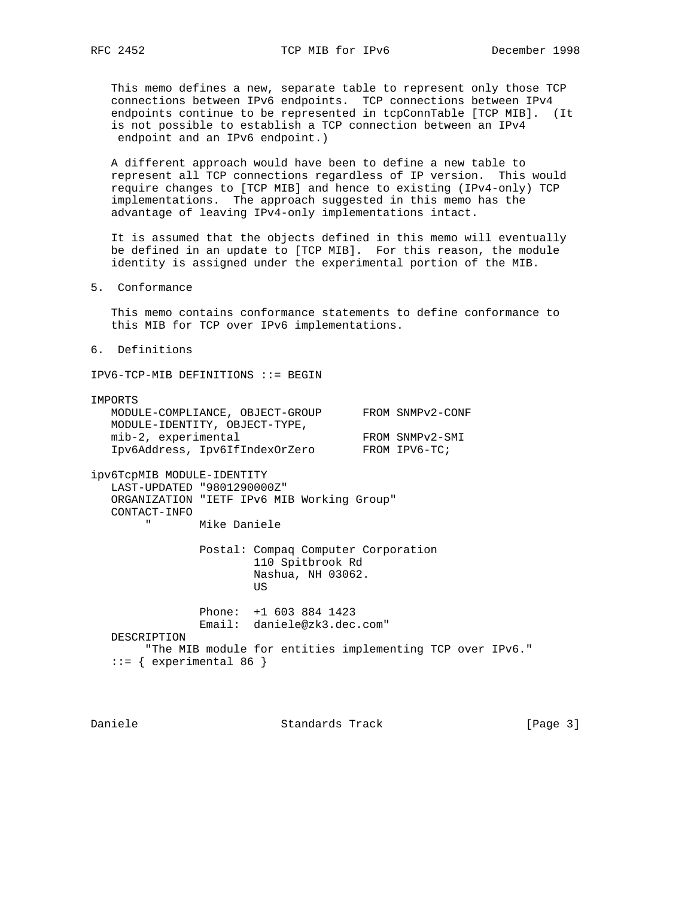This memo defines a new, separate table to represent only those TCP connections between IPv6 endpoints. TCP connections between IPv4 endpoints continue to be represented in tcpConnTable [TCP MIB]. (It is not possible to establish a TCP connection between an IPv4 endpoint and an IPv6 endpoint.)

A different approach would have been to define a new table to represent all TCP connections regardless of IP version. This would require changes to [TCP MIB] and hence to existing (IPv4-only) TCP implementations. The approach suggested in this memo has the advantage of leaving IPv4-only implementations intact.

It is assumed that the objects defined in this memo will eventually be defined in an update to [TCP MIB]. For this reason, the module identity is assigned under the experimental portion of the MIB.

## 5. Conformance

This memo contains conformance statements to define conformance to this MIB for TCP over IPv6 implementations.

## 6. Definitions

```
IPV6-TCP-MIB DEFINITIONS ::= BEGIN

IMPORTS
   MODULE-COMPLIANCE, OBJECT-GROUP      FROM SNMPv2-CONF
   MODULE-IDENTITY, OBJECT-TYPE,
   mib-2, experimental                  FROM SNMPv2-SMI
   Ipv6Address, Ipv6IfIndexOrZero       FROM IPV6-TC;

ipv6TcpMIB MODULE-IDENTITY
   LAST-UPDATED "9801290000Z"
   ORGANIZATION "IETF IPv6 MIB Working Group"
   CONTACT-INFO
        "       Mike Daniele

                Postal: Compaq Computer Corporation
                        110 Spitbrook Rd
                        Nashua, NH 03062.
                        US

                Phone:  +1 603 884 1423
                Email:  daniele@zk3.dec.com"
   DESCRIPTION
        "The MIB module for entities implementing TCP over IPv6."
   ::= { experimental 86 }
```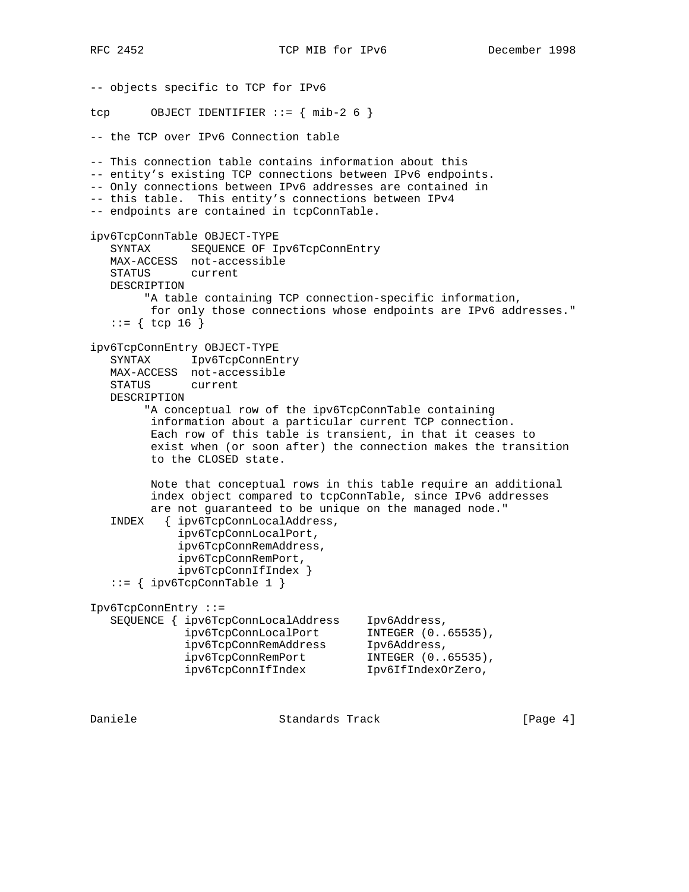```
-- objects specific to TCP for IPv6

tcp      OBJECT IDENTIFIER ::= { mib-2 6 }

-- the TCP over IPv6 Connection table

-- This connection table contains information about this
-- entity's existing TCP connections between IPv6 endpoints.
-- Only connections between IPv6 addresses are contained in
-- this table.  This entity's connections between IPv4
-- endpoints are contained in tcpConnTable.

ipv6TcpConnTable OBJECT-TYPE
   SYNTAX      SEQUENCE OF Ipv6TcpConnEntry
   MAX-ACCESS  not-accessible
   STATUS      current
   DESCRIPTION
        "A table containing TCP connection-specific information,
         for only those connections whose endpoints are IPv6 addresses."
   ::= { tcp 16 }

ipv6TcpConnEntry OBJECT-TYPE
   SYNTAX      Ipv6TcpConnEntry
   MAX-ACCESS  not-accessible
   STATUS      current
   DESCRIPTION
        "A conceptual row of the ipv6TcpConnTable containing
         information about a particular current TCP connection.
         Each row of this table is transient, in that it ceases to
         exist when (or soon after) the connection makes the transition
         to the CLOSED state.

         Note that conceptual rows in this table require an additional
         index object compared to tcpConnTable, since IPv6 addresses
         are not guaranteed to be unique on the managed node."
   INDEX   { ipv6TcpConnLocalAddress,
             ipv6TcpConnLocalPort,
             ipv6TcpConnRemAddress,
             ipv6TcpConnRemPort,
             ipv6TcpConnIfIndex }
   ::= { ipv6TcpConnTable 1 }

Ipv6TcpConnEntry ::=
   SEQUENCE { ipv6TcpConnLocalAddress    Ipv6Address,
              ipv6TcpConnLocalPort       INTEGER (0..65535),
              ipv6TcpConnRemAddress      Ipv6Address,
              ipv6TcpConnRemPort         INTEGER (0..65535),
              ipv6TcpConnIfIndex         Ipv6IfIndexOrZero,
```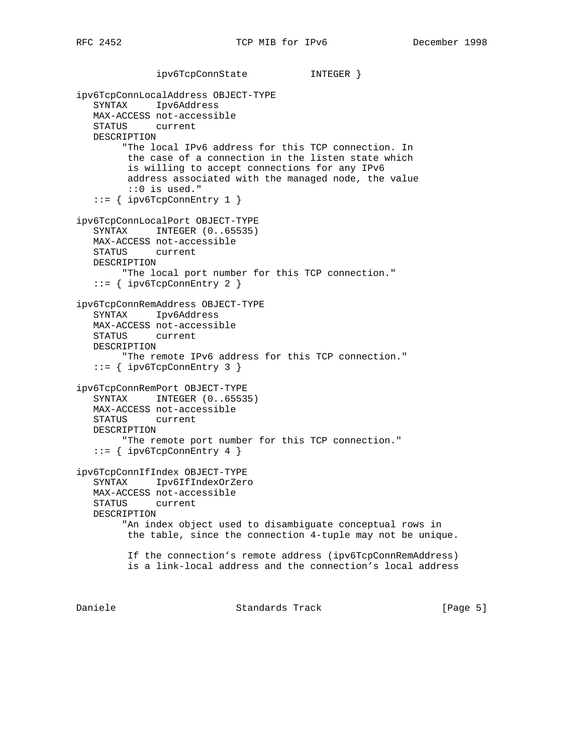```
             ipv6TcpConnState           INTEGER }

ipv6TcpConnLocalAddress OBJECT-TYPE
   SYNTAX     Ipv6Address
   MAX-ACCESS not-accessible
   STATUS     current
   DESCRIPTION
        "The local IPv6 address for this TCP connection. In
         the case of a connection in the listen state which
         is willing to accept connections for any IPv6
         address associated with the managed node, the value
         ::0 is used."
   ::= { ipv6TcpConnEntry 1 }

ipv6TcpConnLocalPort OBJECT-TYPE
   SYNTAX     INTEGER (0..65535)
   MAX-ACCESS not-accessible
   STATUS     current
   DESCRIPTION
        "The local port number for this TCP connection."
   ::= { ipv6TcpConnEntry 2 }

ipv6TcpConnRemAddress OBJECT-TYPE
   SYNTAX     Ipv6Address
   MAX-ACCESS not-accessible
   STATUS     current
   DESCRIPTION
        "The remote IPv6 address for this TCP connection."
   ::= { ipv6TcpConnEntry 3 }

ipv6TcpConnRemPort OBJECT-TYPE
   SYNTAX     INTEGER (0..65535)
   MAX-ACCESS not-accessible
   STATUS     current
   DESCRIPTION
        "The remote port number for this TCP connection."
   ::= { ipv6TcpConnEntry 4 }

ipv6TcpConnIfIndex OBJECT-TYPE
   SYNTAX     Ipv6IfIndexOrZero
   MAX-ACCESS not-accessible
   STATUS     current
   DESCRIPTION
        "An index object used to disambiguate conceptual rows in
         the table, since the connection 4-tuple may not be unique.

         If the connection's remote address (ipv6TcpConnRemAddress)
         is a link-local address and the connection's local address
```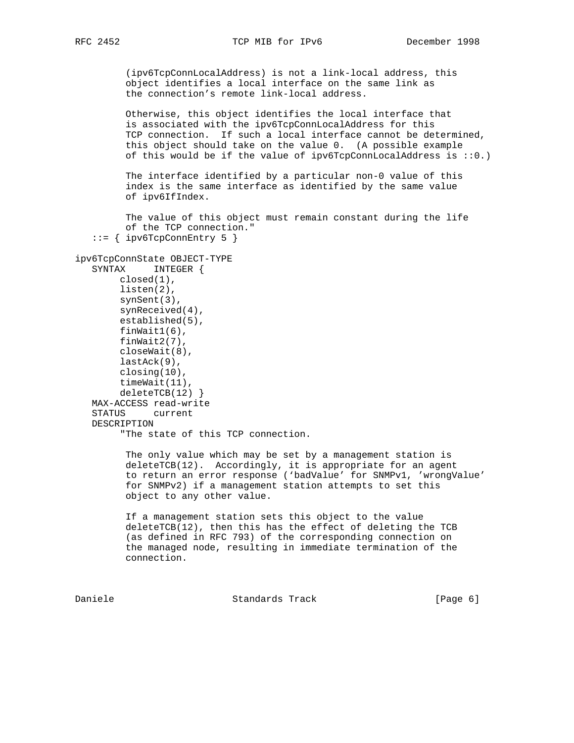```
        (ipv6TcpConnLocalAddress) is not a link-local address, this
        object identifies a local interface on the same link as
        the connection's remote link-local address.

        Otherwise, this object identifies the local interface that
        is associated with the ipv6TcpConnLocalAddress for this
        TCP connection.  If such a local interface cannot be determined,
        this object should take on the value 0.  (A possible example
        of this would be if the value of ipv6TcpConnLocalAddress is ::0.)

        The interface identified by a particular non-0 value of this
        index is the same interface as identified by the same value
        of ipv6IfIndex.

        The value of this object must remain constant during the life
        of the TCP connection."
   ::= { ipv6TcpConnEntry 5 }

ipv6TcpConnState OBJECT-TYPE
   SYNTAX     INTEGER {
       closed(1),
       listen(2),
       synSent(3),
       synReceived(4),
       established(5),
       finWait1(6),
       finWait2(7),
       closeWait(8),
       lastAck(9),
       closing(10),
       timeWait(11),
       deleteTCB(12) }
   MAX-ACCESS read-write
   STATUS     current
   DESCRIPTION
       "The state of this TCP connection.

        The only value which may be set by a management station is
        deleteTCB(12).  Accordingly, it is appropriate for an agent
        to return an error response ('badValue' for SNMPv1, 'wrongValue'
        for SNMPv2) if a management station attempts to set this
        object to any other value.

        If a management station sets this object to the value
        deleteTCB(12), then this has the effect of deleting the TCB
        (as defined in RFC 793) of the corresponding connection on
        the managed node, resulting in immediate termination of the
        connection.
```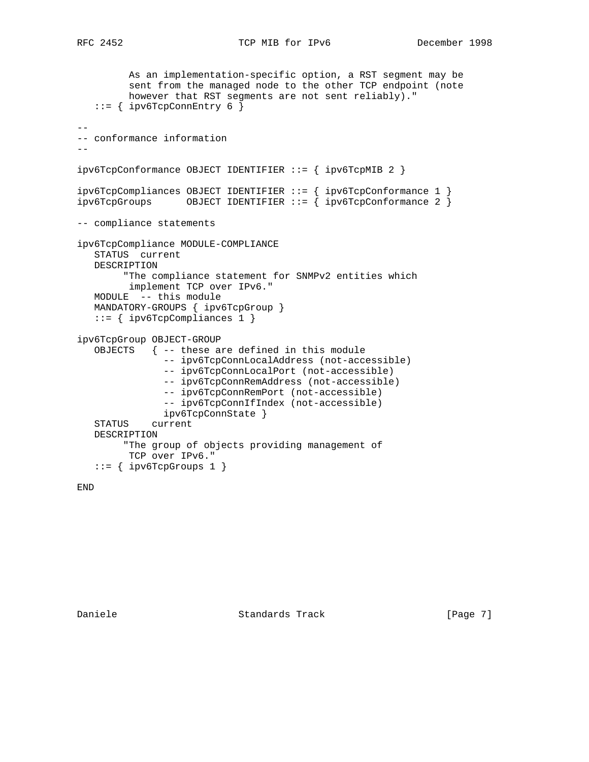```
         As an implementation-specific option, a RST segment may be
         sent from the managed node to the other TCP endpoint (note
         however that RST segments are not sent reliably)."
   ::= { ipv6TcpConnEntry 6 }

--
-- conformance information
--

ipv6TcpConformance OBJECT IDENTIFIER ::= { ipv6TcpMIB 2 }

ipv6TcpCompliances OBJECT IDENTIFIER ::= { ipv6TcpConformance 1 }
ipv6TcpGroups      OBJECT IDENTIFIER ::= { ipv6TcpConformance 2 }

-- compliance statements

ipv6TcpCompliance MODULE-COMPLIANCE
   STATUS  current
   DESCRIPTION
        "The compliance statement for SNMPv2 entities which
         implement TCP over IPv6."
   MODULE  -- this module
   MANDATORY-GROUPS { ipv6TcpGroup }
   ::= { ipv6TcpCompliances 1 }

ipv6TcpGroup OBJECT-GROUP
   OBJECTS   { -- these are defined in this module
               -- ipv6TcpConnLocalAddress (not-accessible)
               -- ipv6TcpConnLocalPort (not-accessible)
               -- ipv6TcpConnRemAddress (not-accessible)
               -- ipv6TcpConnRemPort (not-accessible)
               -- ipv6TcpConnIfIndex (not-accessible)
              ipv6TcpConnState }
   STATUS    current
   DESCRIPTION
        "The group of objects providing management of
         TCP over IPv6."
   ::= { ipv6TcpGroups 1 }

END
```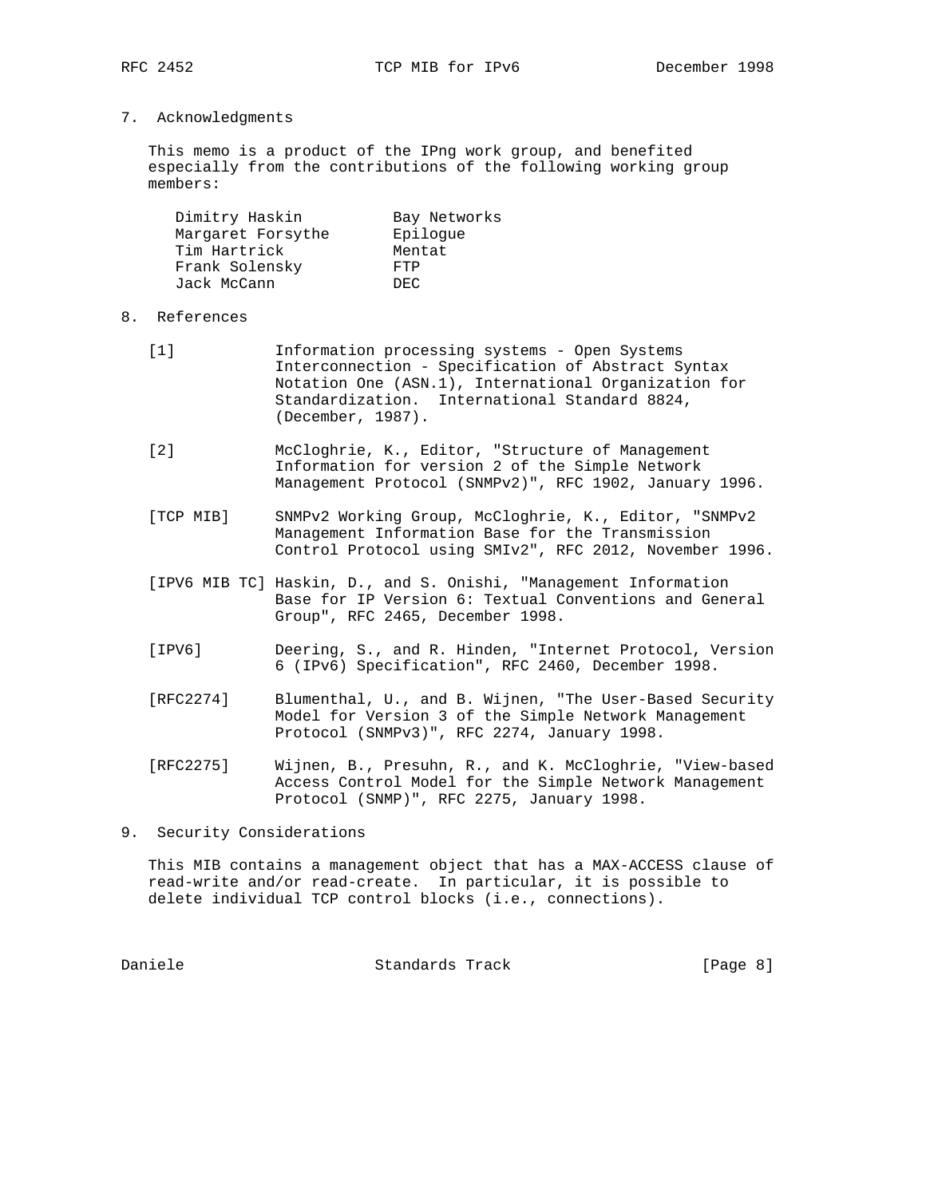## 7. Acknowledgments

This memo is a product of the IPng work group, and benefited especially from the contributions of the following working group members:

| | |
|---|---|
| Dimitry Haskin | Bay Networks |
| Margaret Forsythe | Epilogue |
| Tim Hartrick | Mentat |
| Frank Solensky | FTP |
| Jack McCann | DEC |

## 8. References

[1] Information processing systems - Open Systems Interconnection - Specification of Abstract Syntax Notation One (ASN.1), International Organization for Standardization. International Standard 8824, (December, 1987).

[2] McCloghrie, K., Editor, "Structure of Management Information for version 2 of the Simple Network Management Protocol (SNMPv2)", RFC 1902, January 1996.

[TCP MIB] SNMPv2 Working Group, McCloghrie, K., Editor, "SNMPv2 Management Information Base for the Transmission Control Protocol using SMIv2", RFC 2012, November 1996.

[IPV6 MIB TC] Haskin, D., and S. Onishi, "Management Information Base for IP Version 6: Textual Conventions and General Group", RFC 2465, December 1998.

[IPV6] Deering, S., and R. Hinden, "Internet Protocol, Version 6 (IPv6) Specification", RFC 2460, December 1998.

[RFC2274] Blumenthal, U., and B. Wijnen, "The User-Based Security Model for Version 3 of the Simple Network Management Protocol (SNMPv3)", RFC 2274, January 1998.

[RFC2275] Wijnen, B., Presuhn, R., and K. McCloghrie, "View-based Access Control Model for the Simple Network Management Protocol (SNMP)", RFC 2275, January 1998.

## 9. Security Considerations

This MIB contains a management object that has a MAX-ACCESS clause of read-write and/or read-create. In particular, it is possible to delete individual TCP control blocks (i.e., connections).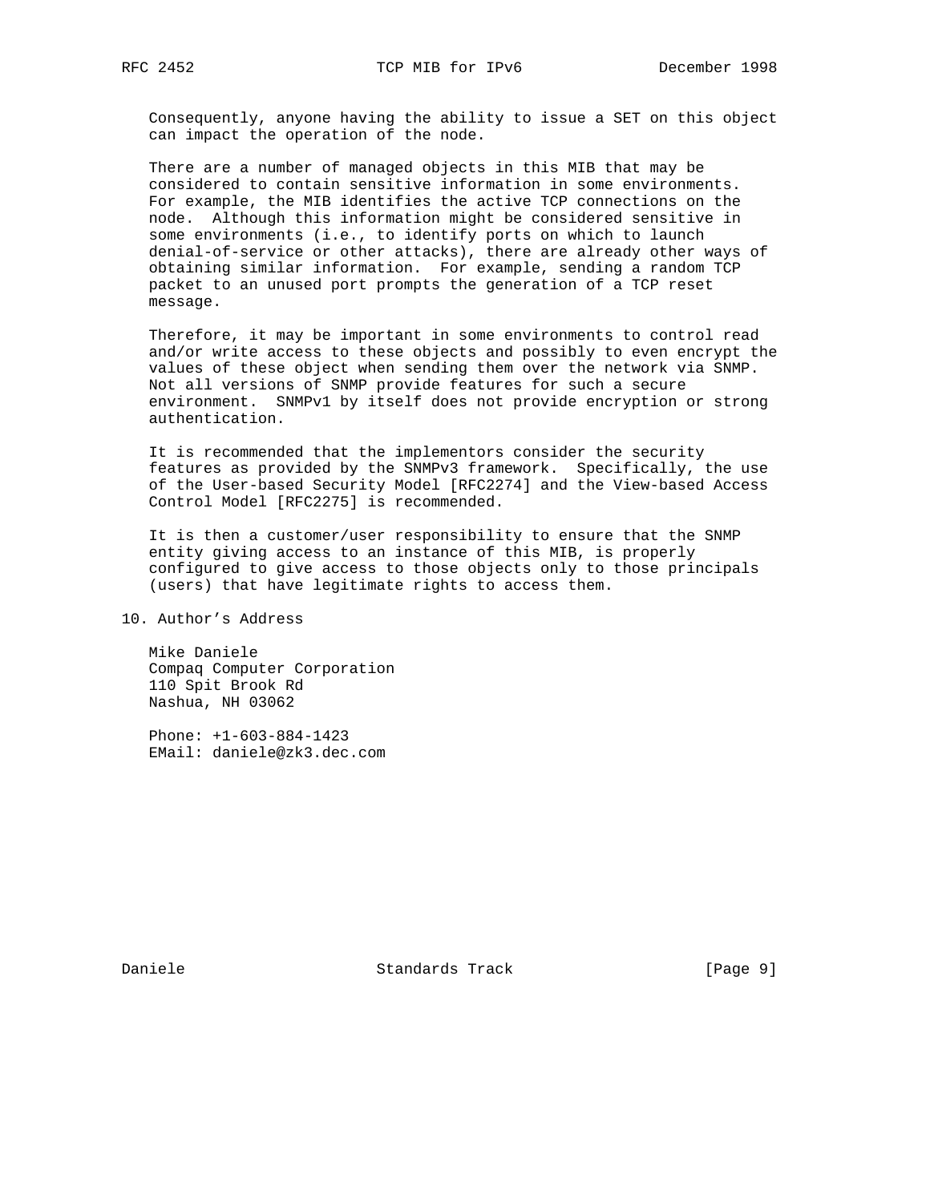Consequently, anyone having the ability to issue a SET on this object can impact the operation of the node.

There are a number of managed objects in this MIB that may be considered to contain sensitive information in some environments. For example, the MIB identifies the active TCP connections on the node. Although this information might be considered sensitive in some environments (i.e., to identify ports on which to launch denial-of-service or other attacks), there are already other ways of obtaining similar information. For example, sending a random TCP packet to an unused port prompts the generation of a TCP reset message.

Therefore, it may be important in some environments to control read and/or write access to these objects and possibly to even encrypt the values of these object when sending them over the network via SNMP. Not all versions of SNMP provide features for such a secure environment. SNMPv1 by itself does not provide encryption or strong authentication.

It is recommended that the implementors consider the security features as provided by the SNMPv3 framework. Specifically, the use of the User-based Security Model [RFC2274] and the View-based Access Control Model [RFC2275] is recommended.

It is then a customer/user responsibility to ensure that the SNMP entity giving access to an instance of this MIB, is properly configured to give access to those objects only to those principals (users) that have legitimate rights to access them.

## 10. Author's Address

Mike Daniele
Compaq Computer Corporation
110 Spit Brook Rd
Nashua, NH 03062

Phone: +1-603-884-1423
EMail: daniele@zk3.dec.com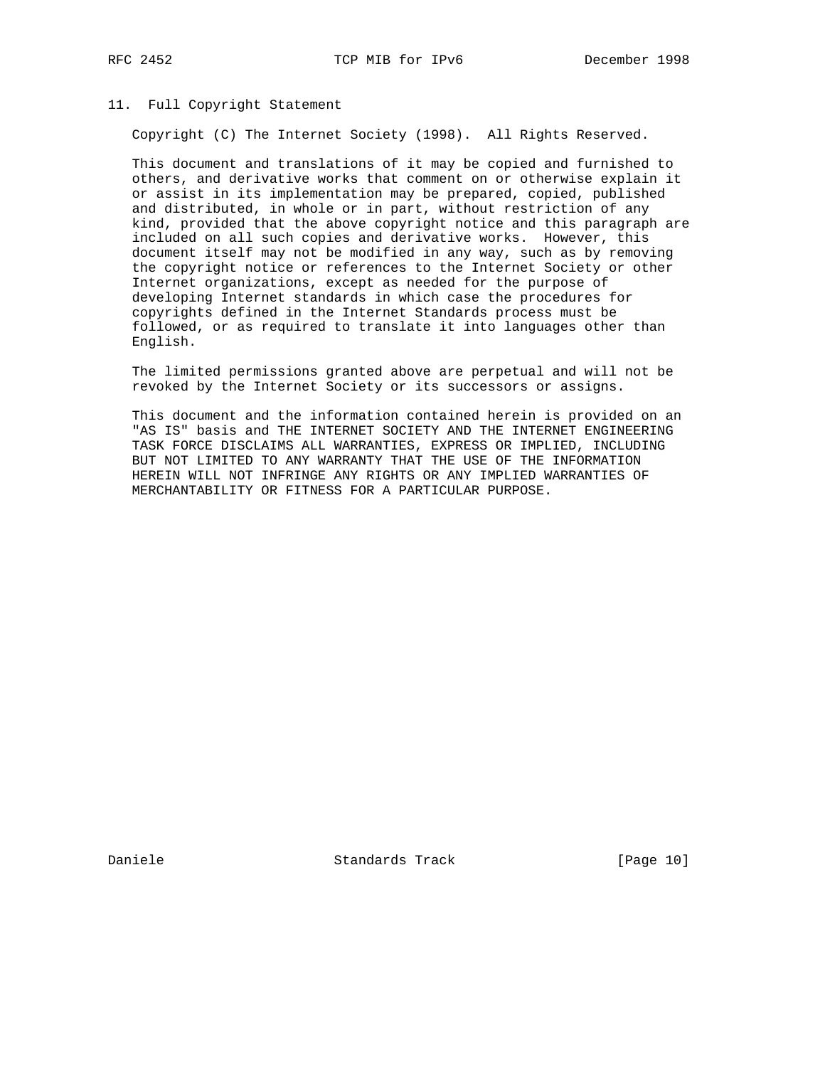## 11. Full Copyright Statement

Copyright (C) The Internet Society (1998). All Rights Reserved.

This document and translations of it may be copied and furnished to others, and derivative works that comment on or otherwise explain it or assist in its implementation may be prepared, copied, published and distributed, in whole or in part, without restriction of any kind, provided that the above copyright notice and this paragraph are included on all such copies and derivative works. However, this document itself may not be modified in any way, such as by removing the copyright notice or references to the Internet Society or other Internet organizations, except as needed for the purpose of developing Internet standards in which case the procedures for copyrights defined in the Internet Standards process must be followed, or as required to translate it into languages other than English.

The limited permissions granted above are perpetual and will not be revoked by the Internet Society or its successors or assigns.

This document and the information contained herein is provided on an "AS IS" basis and THE INTERNET SOCIETY AND THE INTERNET ENGINEERING TASK FORCE DISCLAIMS ALL WARRANTIES, EXPRESS OR IMPLIED, INCLUDING BUT NOT LIMITED TO ANY WARRANTY THAT THE USE OF THE INFORMATION HEREIN WILL NOT INFRINGE ANY RIGHTS OR ANY IMPLIED WARRANTIES OF MERCHANTABILITY OR FITNESS FOR A PARTICULAR PURPOSE.